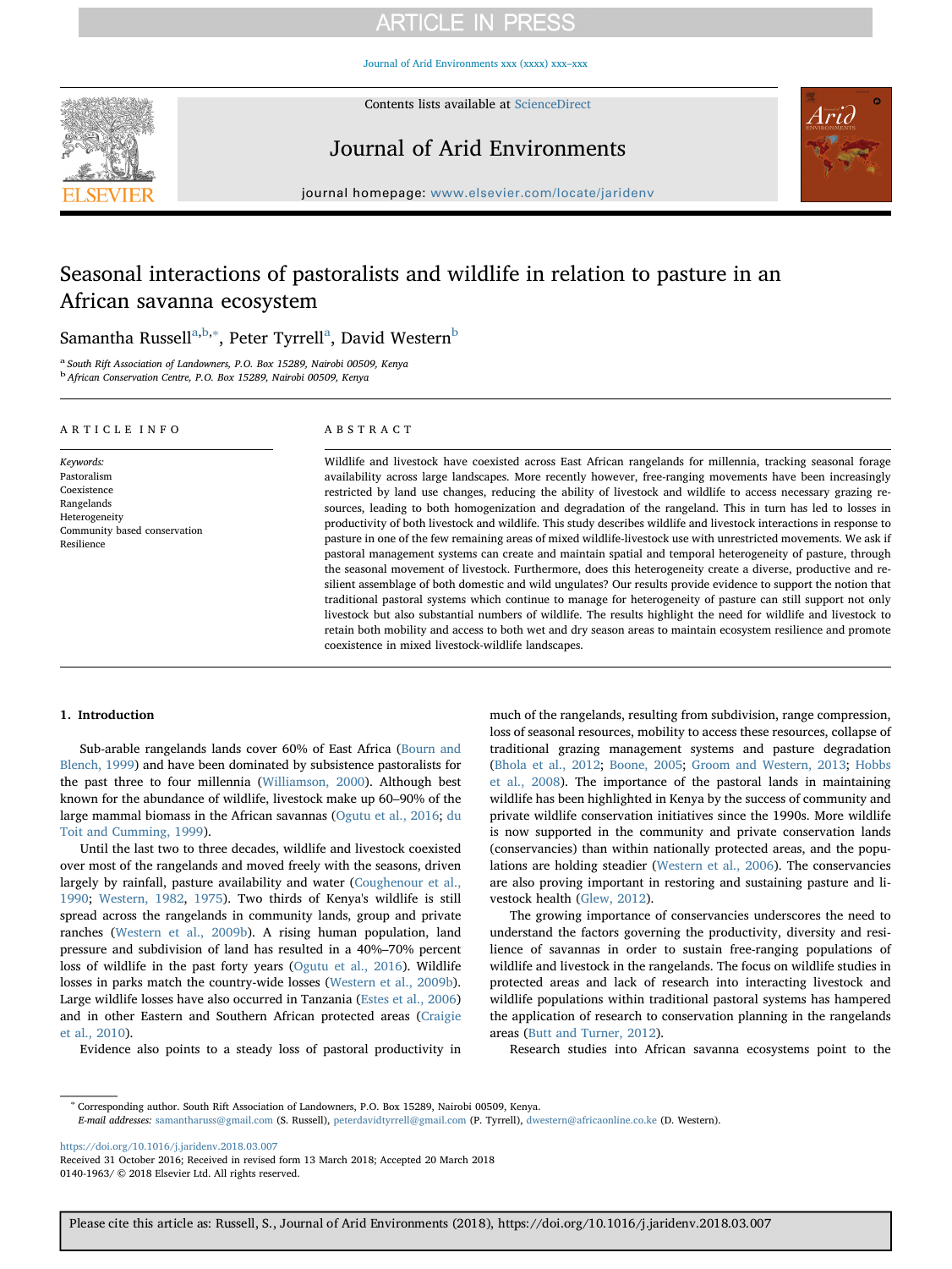# Seasonal interactions of pastoralists and wildlife in relation to pasture in an African savanna ecosystem

Samantha Russell[a,b,*], Peter Tyrrell[a], David Western[b]

[a] South Rift Association of Landowners, P.O. Box 15289, Nairobi 00509, Kenya
[b] African Conservation Centre, P.O. Box 15289, Nairobi 00509, Kenya

## ARTICLE INFO

*Keywords:*
Pastoralism
Coexistence
Rangelands
Heterogeneity
Community based conservation
Resilience

## ABSTRACT

Wildlife and livestock have coexisted across East African rangelands for millennia, tracking seasonal forage availability across large landscapes. More recently however, free-ranging movements have been increasingly restricted by land use changes, reducing the ability of livestock and wildlife to access necessary grazing resources, leading to both homogenization and degradation of the rangeland. This in turn has led to losses in productivity of both livestock and wildlife. This study describes wildlife and livestock interactions in response to pasture in one of the few remaining areas of mixed wildlife-livestock use with unrestricted movements. We ask if pastoral management systems can create and maintain spatial and temporal heterogeneity of pasture, through the seasonal movement of livestock. Furthermore, does this heterogeneity create a diverse, productive and resilient assemblage of both domestic and wild ungulates? Our results provide evidence to support the notion that traditional pastoral systems which continue to manage for heterogeneity of pasture can still support not only livestock but also substantial numbers of wildlife. The results highlight the need for wildlife and livestock to retain both mobility and access to both wet and dry season areas to maintain ecosystem resilience and promote coexistence in mixed livestock-wildlife landscapes.

## 1. Introduction

Sub-arable rangelands lands cover 60% of East Africa (Bourn and Blench, 1999) and have been dominated by subsistence pastoralists for the past three to four millennia (Williamson, 2000). Although best known for the abundance of wildlife, livestock make up 60–90% of the large mammal biomass in the African savannas (Ogutu et al., 2016; du Toit and Cumming, 1999).

Until the last two to three decades, wildlife and livestock coexisted over most of the rangelands and moved freely with the seasons, driven largely by rainfall, pasture availability and water (Coughenour et al., 1990; Western, 1982, 1975). Two thirds of Kenya's wildlife is still spread across the rangelands in community lands, group and private ranches (Western et al., 2009b). A rising human population, land pressure and subdivision of land has resulted in a 40%–70% percent loss of wildlife in the past forty years (Ogutu et al., 2016). Wildlife losses in parks match the country-wide losses (Western et al., 2009b). Large wildlife losses have also occurred in Tanzania (Estes et al., 2006) and in other Eastern and Southern African protected areas (Craigie et al., 2010).

Evidence also points to a steady loss of pastoral productivity in much of the rangelands, resulting from subdivision, range compression, loss of seasonal resources, mobility to access these resources, collapse of traditional grazing management systems and pasture degradation (Bhola et al., 2012; Boone, 2005; Groom and Western, 2013; Hobbs et al., 2008). The importance of the pastoral lands in maintaining wildlife has been highlighted in Kenya by the success of community and private wildlife conservation initiatives since the 1990s. More wildlife is now supported in the community and private conservation lands (conservancies) than within nationally protected areas, and the populations are holding steadier (Western et al., 2006). The conservancies are also proving important in restoring and sustaining pasture and livestock health (Glew, 2012).

The growing importance of conservancies underscores the need to understand the factors governing the productivity, diversity and resilience of savannas in order to sustain free-ranging populations of wildlife and livestock in the rangelands. The focus on wildlife studies in protected areas and lack of research into interacting livestock and wildlife populations within traditional pastoral systems has hampered the application of research to conservation planning in the rangelands areas (Butt and Turner, 2012).

Research studies into African savanna ecosystems point to the

---

* Corresponding author. South Rift Association of Landowners, P.O. Box 15289, Nairobi 00509, Kenya.
*E-mail addresses:* samantharuss@gmail.com (S. Russell), peterdavidtyrrell@gmail.com (P. Tyrrell), dwestern@africaonline.co.ke (D. Western).

https://doi.org/10.1016/j.jaridenv.2018.03.007
Received 31 October 2016; Received in revised form 13 March 2018; Accepted 20 March 2018
0140-1963/ © 2018 Elsevier Ltd. All rights reserved.

Please cite this article as: Russell, S., Journal of Arid Environments (2018), https://doi.org/10.1016/j.jaridenv.2018.03.007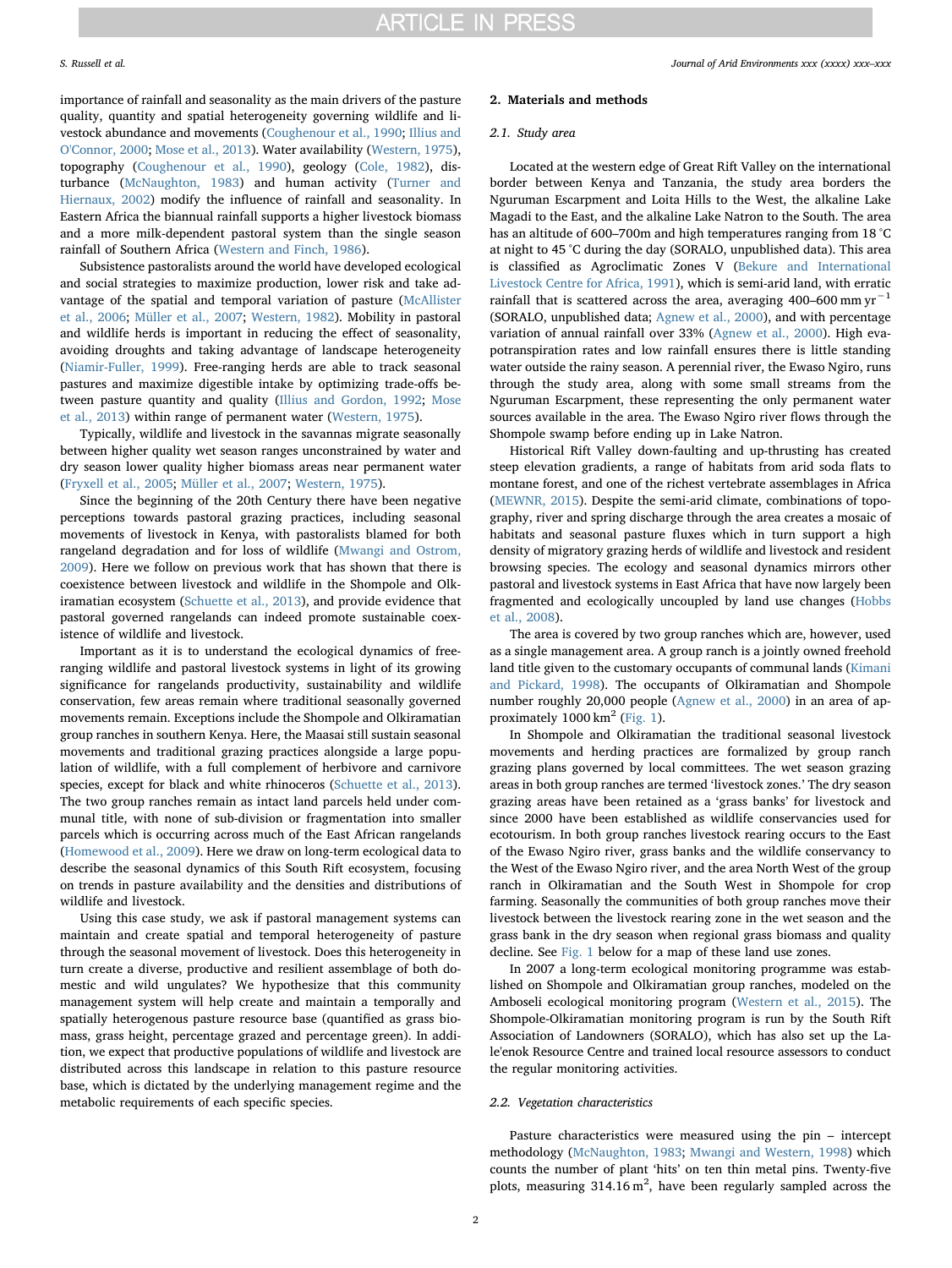importance of rainfall and seasonality as the main drivers of the pasture quality, quantity and spatial heterogeneity governing wildlife and livestock abundance and movements (Coughenour et al., 1990; Illius and O'Connor, 2000; Mose et al., 2013). Water availability (Western, 1975), topography (Coughenour et al., 1990), geology (Cole, 1982), disturbance (McNaughton, 1983) and human activity (Turner and Hiernaux, 2002) modify the influence of rainfall and seasonality. In Eastern Africa the biannual rainfall supports a higher livestock biomass and a more milk-dependent pastoral system than the single season rainfall of Southern Africa (Western and Finch, 1986).

Subsistence pastoralists around the world have developed ecological and social strategies to maximize production, lower risk and take advantage of the spatial and temporal variation of pasture (McAllister et al., 2006; Müller et al., 2007; Western, 1982). Mobility in pastoral and wildlife herds is important in reducing the effect of seasonality, avoiding droughts and taking advantage of landscape heterogeneity (Niamir-Fuller, 1999). Free-ranging herds are able to track seasonal pastures and maximize digestible intake by optimizing trade-offs between pasture quantity and quality (Illius and Gordon, 1992; Mose et al., 2013) within range of permanent water (Western, 1975).

Typically, wildlife and livestock in the savannas migrate seasonally between higher quality wet season ranges unconstrained by water and dry season lower quality higher biomass areas near permanent water (Fryxell et al., 2005; Müller et al., 2007; Western, 1975).

Since the beginning of the 20th Century there have been negative perceptions towards pastoral grazing practices, including seasonal movements of livestock in Kenya, with pastoralists blamed for both rangeland degradation and for loss of wildlife (Mwangi and Ostrom, 2009). Here we follow on previous work that has shown that there is coexistence between livestock and wildlife in the Shompole and Olkiramatian ecosystem (Schuette et al., 2013), and provide evidence that pastoral governed rangelands can indeed promote sustainable coexistence of wildlife and livestock.

Important as it is to understand the ecological dynamics of free-ranging wildlife and pastoral livestock systems in light of its growing significance for rangelands productivity, sustainability and wildlife conservation, few areas remain where traditional seasonally governed movements remain. Exceptions include the Shompole and Olkiramatian group ranches in southern Kenya. Here, the Maasai still sustain seasonal movements and traditional grazing practices alongside a large population of wildlife, with a full complement of herbivore and carnivore species, except for black and white rhinoceros (Schuette et al., 2013). The two group ranches remain as intact land parcels held under communal title, with none of sub-division or fragmentation into smaller parcels which is occurring across much of the East African rangelands (Homewood et al., 2009). Here we draw on long-term ecological data to describe the seasonal dynamics of this South Rift ecosystem, focusing on trends in pasture availability and the densities and distributions of wildlife and livestock.

Using this case study, we ask if pastoral management systems can maintain and create spatial and temporal heterogeneity of pasture through the seasonal movement of livestock. Does this heterogeneity in turn create a diverse, productive and resilient assemblage of both domestic and wild ungulates? We hypothesize that this community management system will help create and maintain a temporally and spatially heterogenous pasture resource base (quantified as grass biomass, grass height, percentage grazed and percentage green). In addition, we expect that productive populations of wildlife and livestock are distributed across this landscape in relation to this pasture resource base, which is dictated by the underlying management regime and the metabolic requirements of each specific species.

## 2. Materials and methods

### 2.1. Study area

Located at the western edge of Great Rift Valley on the international border between Kenya and Tanzania, the study area borders the Nguruman Escarpment and Loita Hills to the West, the alkaline Lake Magadi to the East, and the alkaline Lake Natron to the South. The area has an altitude of 600–700m and high temperatures ranging from 18 °C at night to 45 °C during the day (SORALO, unpublished data). This area is classified as Agroclimatic Zones V (Bekure and International Livestock Centre for Africa, 1991), which is semi-arid land, with erratic rainfall that is scattered across the area, averaging 400–600 mm $yr^{-1}$ (SORALO, unpublished data; Agnew et al., 2000), and with percentage variation of annual rainfall over 33% (Agnew et al., 2000). High evapotranspiration rates and low rainfall ensures there is little standing water outside the rainy season. A perennial river, the Ewaso Ngiro, runs through the study area, along with some small streams from the Nguruman Escarpment, these representing the only permanent water sources available in the area. The Ewaso Ngiro river flows through the Shompole swamp before ending up in Lake Natron.

Historical Rift Valley down-faulting and up-thrusting has created steep elevation gradients, a range of habitats from arid soda flats to montane forest, and one of the richest vertebrate assemblages in Africa (MEWNR, 2015). Despite the semi-arid climate, combinations of topography, river and spring discharge through the area creates a mosaic of habitats and seasonal pasture fluxes which in turn support a high density of migratory grazing herds of wildlife and livestock and resident browsing species. The ecology and seasonal dynamics mirrors other pastoral and livestock systems in East Africa that have now largely been fragmented and ecologically uncoupled by land use changes (Hobbs et al., 2008).

The area is covered by two group ranches which are, however, used as a single management area. A group ranch is a jointly owned freehold land title given to the customary occupants of communal lands (Kimani and Pickard, 1998). The occupants of Olkiramatian and Shompole number roughly 20,000 people (Agnew et al., 2000) in an area of approximately 1000 $km^2$ (Fig. 1).

In Shompole and Olkiramatian the traditional seasonal livestock movements and herding practices are formalized by group ranch grazing plans governed by local committees. The wet season grazing areas in both group ranches are termed 'livestock zones.' The dry season grazing areas have been retained as a 'grass banks' for livestock and since 2000 have been established as wildlife conservancies used for ecotourism. In both group ranches livestock rearing occurs to the East of the Ewaso Ngiro river, grass banks and the wildlife conservancy to the West of the Ewaso Ngiro river, and the area North West of the group ranch in Olkiramatian and the South West in Shompole for crop farming. Seasonally the communities of both group ranches move their livestock between the livestock rearing zone in the wet season and the grass bank in the dry season when regional grass biomass and quality decline. See Fig. 1 below for a map of these land use zones.

In 2007 a long-term ecological monitoring programme was established on Shompole and Olkiramatian group ranches, modeled on the Amboseli ecological monitoring program (Western et al., 2015). The Shompole-Olkiramatian monitoring program is run by the South Rift Association of Landowners (SORALO), which has also set up the Lale'enok Resource Centre and trained local resource assessors to conduct the regular monitoring activities.

### 2.2. Vegetation characteristics

Pasture characteristics were measured using the pin – intercept methodology (McNaughton, 1983; Mwangi and Western, 1998) which counts the number of plant 'hits' on ten thin metal pins. Twenty-five plots, measuring 314.16 $m^2$, have been regularly sampled across the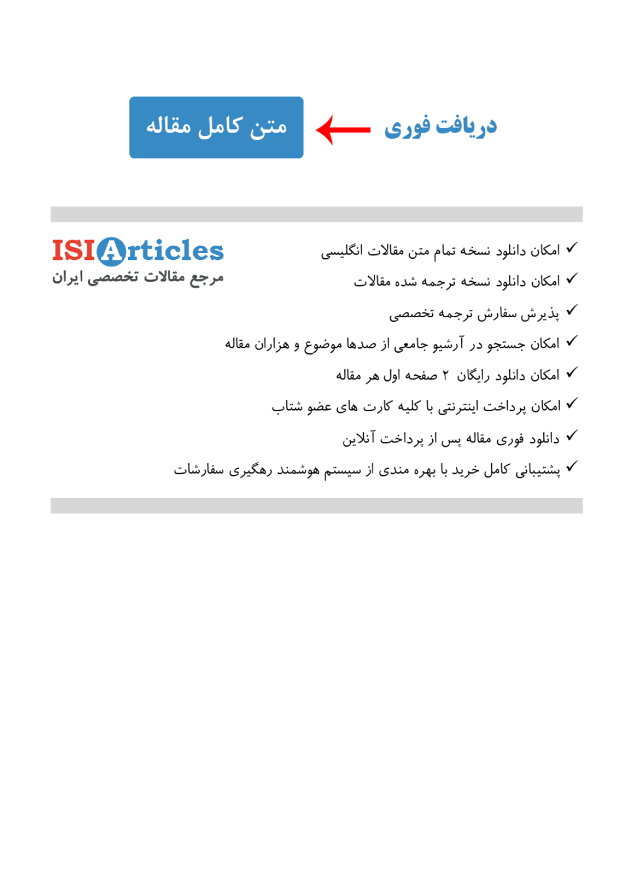**دریافت فوری** ← **متن کامل مقاله**

**ISIArticles**
مرجع مقالات تخصصی ایران

- ✓ امکان دانلود نسخه تمام متن مقالات انگلیسی
- ✓ امکان دانلود نسخه ترجمه شده مقالات
- ✓ پذیرش سفارش ترجمه تخصصی
- ✓ امکان جستجو در آرشیو جامعی از صدها موضوع و هزاران مقاله
- ✓ امکان دانلود رایگان ۲ صفحه اول هر مقاله
- ✓ امکان پرداخت اینترنتی با کلیه کارت های عضو شتاب
- ✓ دانلود فوری مقاله پس از پرداخت آنلاین
- ✓ پشتیبانی کامل خرید با بهره مندی از سیستم هوشمند رهگیری سفارشات